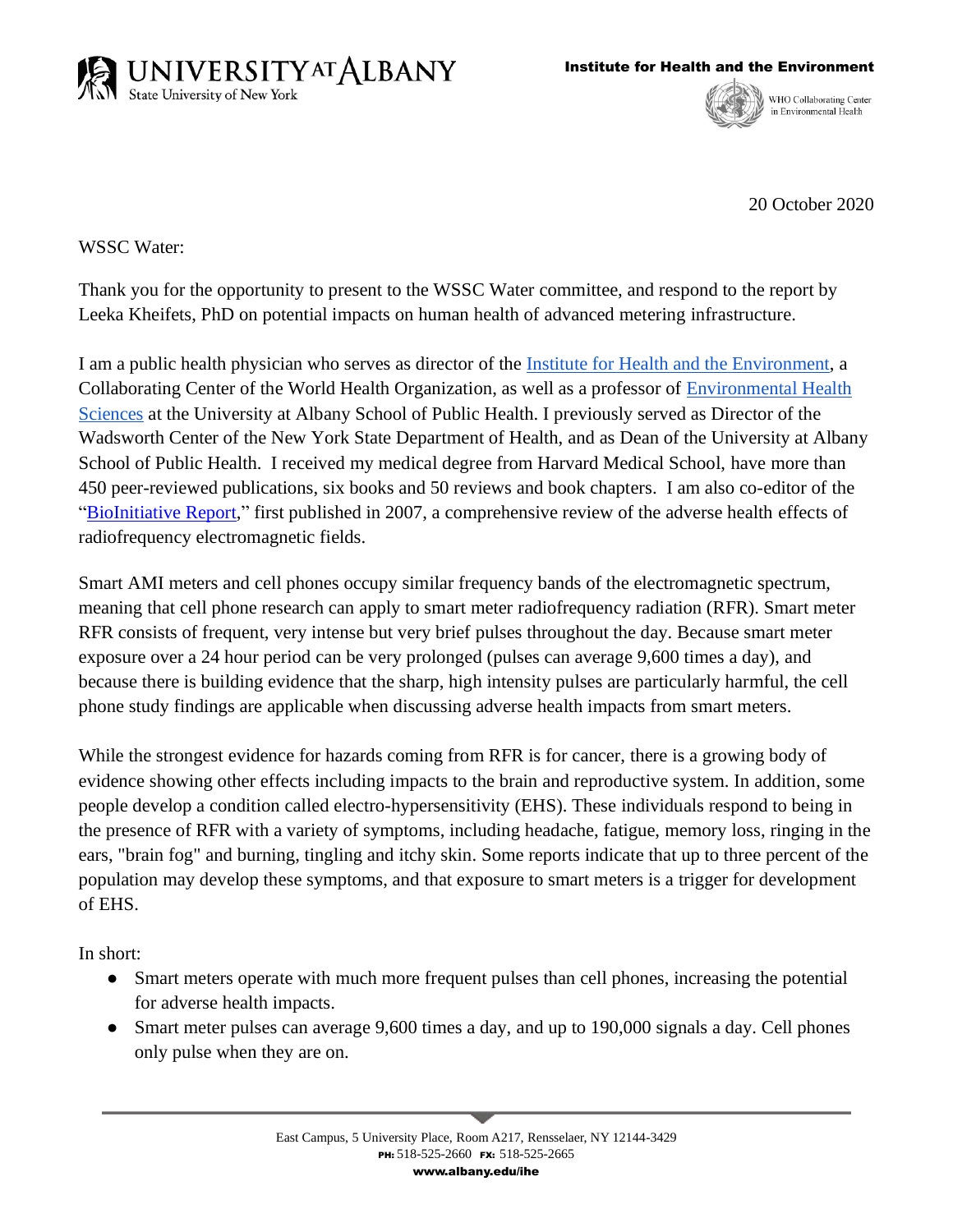UNIVERSITY AT ALBANY
State University of New York

**Institute for Health and the Environment**

WHO Collaborating Center in Environmental Health

20 October 2020

WSSC Water:

Thank you for the opportunity to present to the WSSC Water committee, and respond to the report by Leeka Kheifets, PhD on potential impacts on human health of advanced metering infrastructure.

I am a public health physician who serves as director of the Institute for Health and the Environment, a Collaborating Center of the World Health Organization, as well as a professor of Environmental Health Sciences at the University at Albany School of Public Health. I previously served as Director of the Wadsworth Center of the New York State Department of Health, and as Dean of the University at Albany School of Public Health. I received my medical degree from Harvard Medical School, have more than 450 peer-reviewed publications, six books and 50 reviews and book chapters. I am also co-editor of the "BioInitiative Report," first published in 2007, a comprehensive review of the adverse health effects of radiofrequency electromagnetic fields.

Smart AMI meters and cell phones occupy similar frequency bands of the electromagnetic spectrum, meaning that cell phone research can apply to smart meter radiofrequency radiation (RFR). Smart meter RFR consists of frequent, very intense but very brief pulses throughout the day. Because smart meter exposure over a 24 hour period can be very prolonged (pulses can average 9,600 times a day), and because there is building evidence that the sharp, high intensity pulses are particularly harmful, the cell phone study findings are applicable when discussing adverse health impacts from smart meters.

While the strongest evidence for hazards coming from RFR is for cancer, there is a growing body of evidence showing other effects including impacts to the brain and reproductive system. In addition, some people develop a condition called electro-hypersensitivity (EHS). These individuals respond to being in the presence of RFR with a variety of symptoms, including headache, fatigue, memory loss, ringing in the ears, "brain fog" and burning, tingling and itchy skin. Some reports indicate that up to three percent of the population may develop these symptoms, and that exposure to smart meters is a trigger for development of EHS.

In short:

- Smart meters operate with much more frequent pulses than cell phones, increasing the potential for adverse health impacts.
- Smart meter pulses can average 9,600 times a day, and up to 190,000 signals a day. Cell phones only pulse when they are on.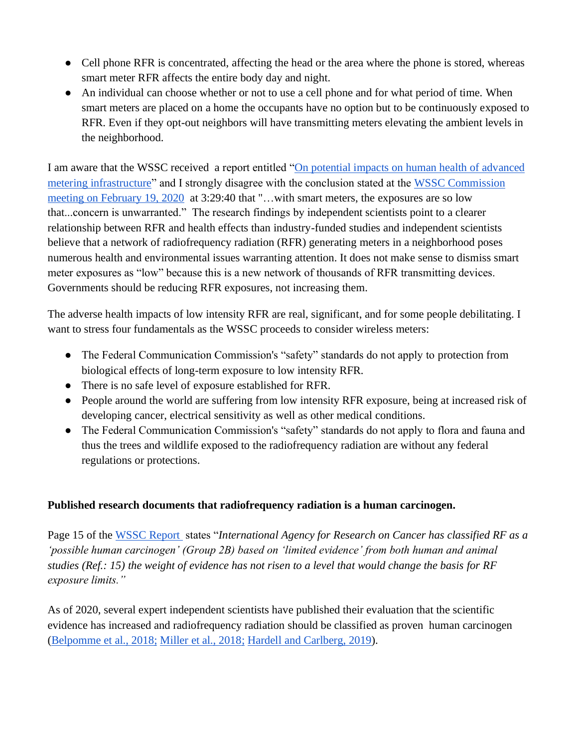- Cell phone RFR is concentrated, affecting the head or the area where the phone is stored, whereas smart meter RFR affects the entire body day and night.
- An individual can choose whether or not to use a cell phone and for what period of time. When smart meters are placed on a home the occupants have no option but to be continuously exposed to RFR. Even if they opt-out neighbors will have transmitting meters elevating the ambient levels in the neighborhood.

I am aware that the WSSC received a report entitled "On potential impacts on human health of advanced metering infrastructure" and I strongly disagree with the conclusion stated at the WSSC Commission meeting on February 19, 2020 at 3:29:40 that "…with smart meters, the exposures are so low that...concern is unwarranted." The research findings by independent scientists point to a clearer relationship between RFR and health effects than industry-funded studies and independent scientists believe that a network of radiofrequency radiation (RFR) generating meters in a neighborhood poses numerous health and environmental issues warranting attention. It does not make sense to dismiss smart meter exposures as "low" because this is a new network of thousands of RFR transmitting devices. Governments should be reducing RFR exposures, not increasing them.

The adverse health impacts of low intensity RFR are real, significant, and for some people debilitating. I want to stress four fundamentals as the WSSC proceeds to consider wireless meters:

- The Federal Communication Commission's "safety" standards do not apply to protection from biological effects of long-term exposure to low intensity RFR.
- There is no safe level of exposure established for RFR.
- People around the world are suffering from low intensity RFR exposure, being at increased risk of developing cancer, electrical sensitivity as well as other medical conditions.
- The Federal Communication Commission's "safety" standards do not apply to flora and fauna and thus the trees and wildlife exposed to the radiofrequency radiation are without any federal regulations or protections.

**Published research documents that radiofrequency radiation is a human carcinogen.**

Page 15 of the WSSC Report states "*International Agency for Research on Cancer has classified RF as a 'possible human carcinogen' (Group 2B) based on 'limited evidence' from both human and animal studies (Ref.: 15) the weight of evidence has not risen to a level that would change the basis for RF exposure limits.*"

As of 2020, several expert independent scientists have published their evaluation that the scientific evidence has increased and radiofrequency radiation should be classified as proven human carcinogen (Belpomme et al., 2018; Miller et al., 2018; Hardell and Carlberg, 2019).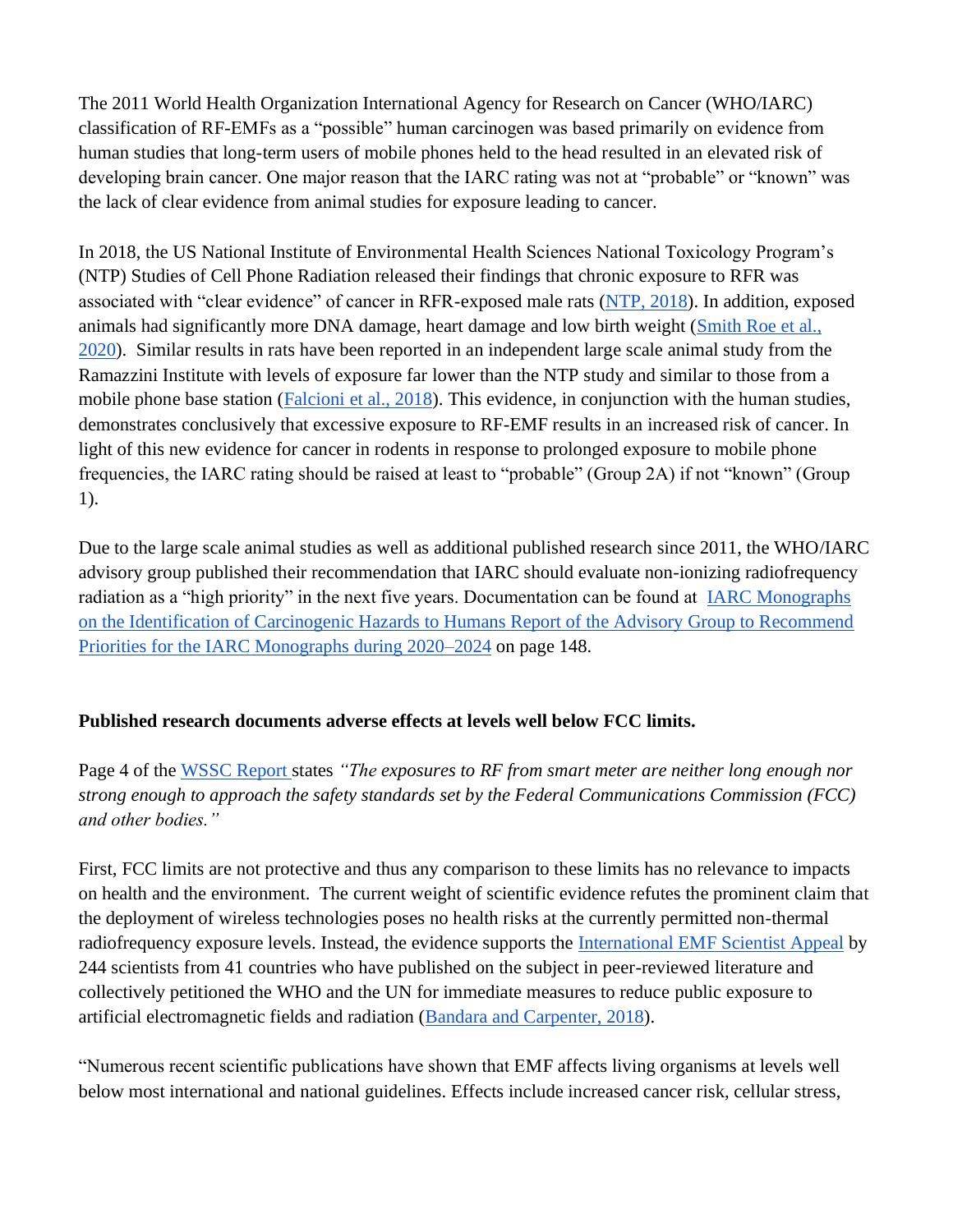The 2011 World Health Organization International Agency for Research on Cancer (WHO/IARC) classification of RF-EMFs as a "possible" human carcinogen was based primarily on evidence from human studies that long-term users of mobile phones held to the head resulted in an elevated risk of developing brain cancer. One major reason that the IARC rating was not at "probable" or "known" was the lack of clear evidence from animal studies for exposure leading to cancer.

In 2018, the US National Institute of Environmental Health Sciences National Toxicology Program's (NTP) Studies of Cell Phone Radiation released their findings that chronic exposure to RFR was associated with "clear evidence" of cancer in RFR-exposed male rats (NTP, 2018). In addition, exposed animals had significantly more DNA damage, heart damage and low birth weight (Smith Roe et al., 2020). Similar results in rats have been reported in an independent large scale animal study from the Ramazzini Institute with levels of exposure far lower than the NTP study and similar to those from a mobile phone base station (Falcioni et al., 2018). This evidence, in conjunction with the human studies, demonstrates conclusively that excessive exposure to RF-EMF results in an increased risk of cancer. In light of this new evidence for cancer in rodents in response to prolonged exposure to mobile phone frequencies, the IARC rating should be raised at least to "probable" (Group 2A) if not "known" (Group 1).

Due to the large scale animal studies as well as additional published research since 2011, the WHO/IARC advisory group published their recommendation that IARC should evaluate non-ionizing radiofrequency radiation as a "high priority" in the next five years. Documentation can be found at IARC Monographs on the Identification of Carcinogenic Hazards to Humans Report of the Advisory Group to Recommend Priorities for the IARC Monographs during 2020–2024 on page 148.

**Published research documents adverse effects at levels well below FCC limits.**

Page 4 of the WSSC Report states *"The exposures to RF from smart meter are neither long enough nor strong enough to approach the safety standards set by the Federal Communications Commission (FCC) and other bodies."*

First, FCC limits are not protective and thus any comparison to these limits has no relevance to impacts on health and the environment. The current weight of scientific evidence refutes the prominent claim that the deployment of wireless technologies poses no health risks at the currently permitted non-thermal radiofrequency exposure levels. Instead, the evidence supports the International EMF Scientist Appeal by 244 scientists from 41 countries who have published on the subject in peer-reviewed literature and collectively petitioned the WHO and the UN for immediate measures to reduce public exposure to artificial electromagnetic fields and radiation (Bandara and Carpenter, 2018).

"Numerous recent scientific publications have shown that EMF affects living organisms at levels well below most international and national guidelines. Effects include increased cancer risk, cellular stress,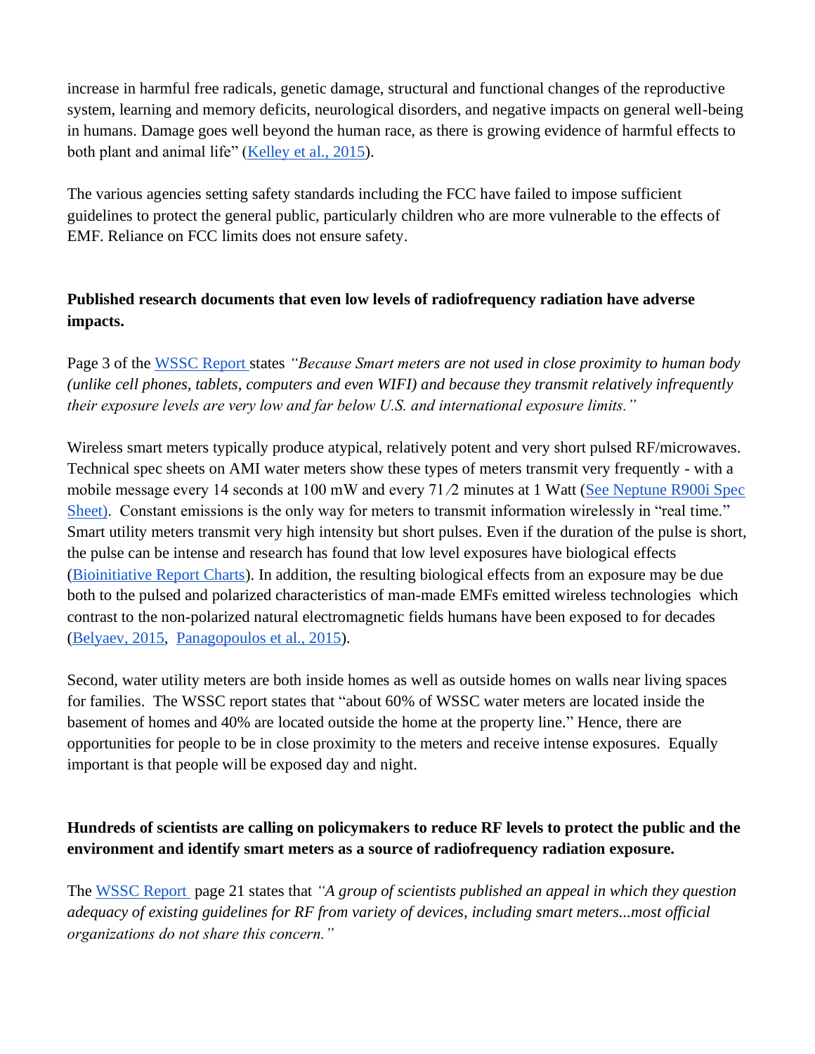increase in harmful free radicals, genetic damage, structural and functional changes of the reproductive system, learning and memory deficits, neurological disorders, and negative impacts on general well-being in humans. Damage goes well beyond the human race, as there is growing evidence of harmful effects to both plant and animal life" ([Kelley et al., 2015](#)).

The various agencies setting safety standards including the FCC have failed to impose sufficient guidelines to protect the general public, particularly children who are more vulnerable to the effects of EMF. Reliance on FCC limits does not ensure safety.

**Published research documents that even low levels of radiofrequency radiation have adverse impacts.**

Page 3 of the [WSSC Report](#) states *"Because Smart meters are not used in close proximity to human body (unlike cell phones, tablets, computers and even WIFI) and because they transmit relatively infrequently their exposure levels are very low and far below U.S. and international exposure limits."*

Wireless smart meters typically produce atypical, relatively potent and very short pulsed RF/microwaves. Technical spec sheets on AMI water meters show these types of meters transmit very frequently - with a mobile message every 14 seconds at 100 mW and every 7 1⁄2 minutes at 1 Watt ([See Neptune R900i Spec Sheet](#)). Constant emissions is the only way for meters to transmit information wirelessly in "real time." Smart utility meters transmit very high intensity but short pulses. Even if the duration of the pulse is short, the pulse can be intense and research has found that low level exposures have biological effects ([Bioinitiative Report Charts](#)). In addition, the resulting biological effects from an exposure may be due both to the pulsed and polarized characteristics of man-made EMFs emitted wireless technologies which contrast to the non-polarized natural electromagnetic fields humans have been exposed to for decades ([Belyaev, 2015](#), [Panagopoulos et al., 2015](#)).

Second, water utility meters are both inside homes as well as outside homes on walls near living spaces for families. The WSSC report states that "about 60% of WSSC water meters are located inside the basement of homes and 40% are located outside the home at the property line." Hence, there are opportunities for people to be in close proximity to the meters and receive intense exposures. Equally important is that people will be exposed day and night.

**Hundreds of scientists are calling on policymakers to reduce RF levels to protect the public and the environment and identify smart meters as a source of radiofrequency radiation exposure.**

The [WSSC Report](#) page 21 states that *"A group of scientists published an appeal in which they question adequacy of existing guidelines for RF from variety of devices, including smart meters...most official organizations do not share this concern."*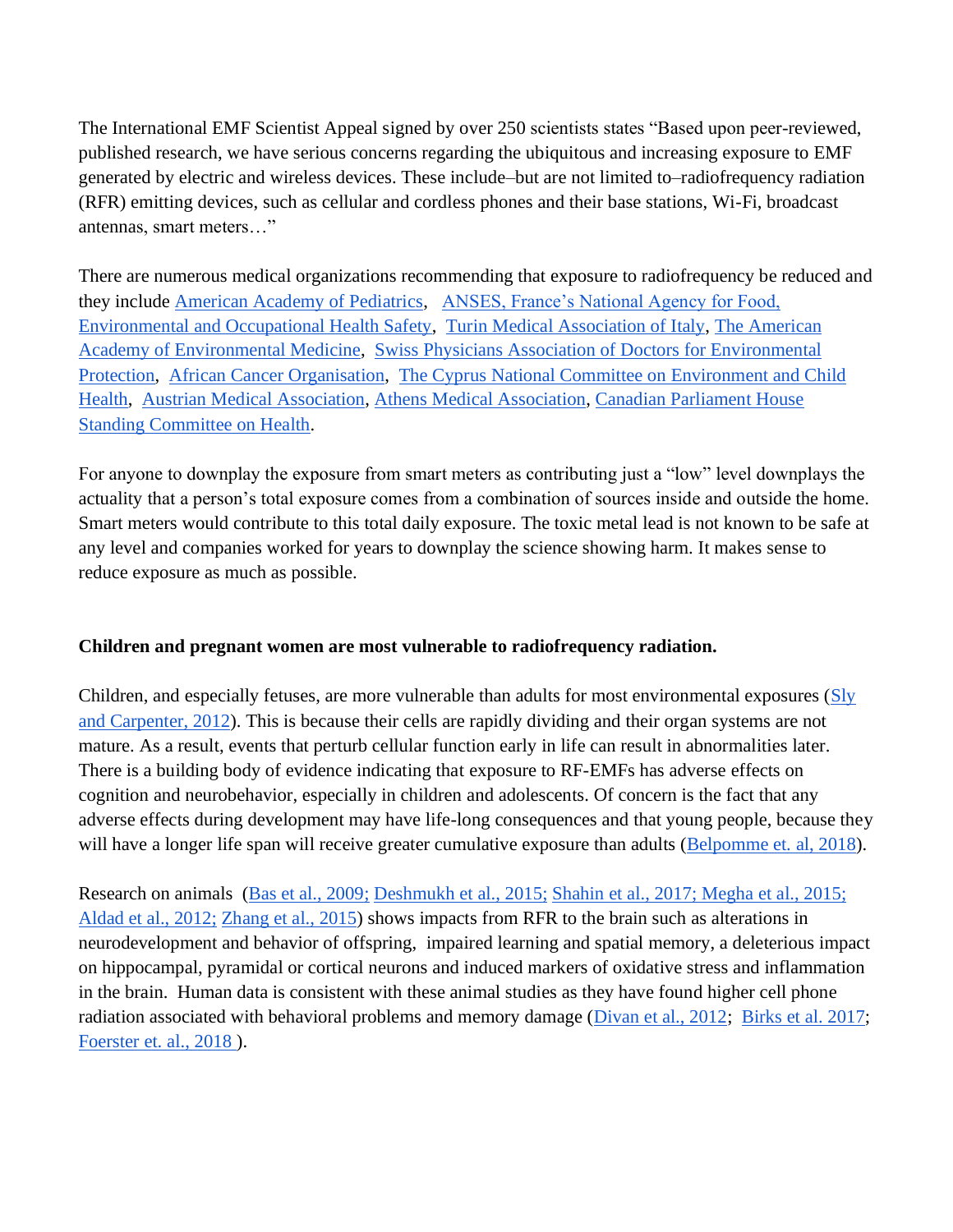The International EMF Scientist Appeal signed by over 250 scientists states "Based upon peer-reviewed, published research, we have serious concerns regarding the ubiquitous and increasing exposure to EMF generated by electric and wireless devices. These include–but are not limited to–radiofrequency radiation (RFR) emitting devices, such as cellular and cordless phones and their base stations, Wi-Fi, broadcast antennas, smart meters…"

There are numerous medical organizations recommending that exposure to radiofrequency be reduced and they include American Academy of Pediatrics, ANSES, France's National Agency for Food, Environmental and Occupational Health Safety, Turin Medical Association of Italy, The American Academy of Environmental Medicine, Swiss Physicians Association of Doctors for Environmental Protection, African Cancer Organisation, The Cyprus National Committee on Environment and Child Health, Austrian Medical Association, Athens Medical Association, Canadian Parliament House Standing Committee on Health.

For anyone to downplay the exposure from smart meters as contributing just a "low" level downplays the actuality that a person's total exposure comes from a combination of sources inside and outside the home. Smart meters would contribute to this total daily exposure. The toxic metal lead is not known to be safe at any level and companies worked for years to downplay the science showing harm. It makes sense to reduce exposure as much as possible.

**Children and pregnant women are most vulnerable to radiofrequency radiation.**

Children, and especially fetuses, are more vulnerable than adults for most environmental exposures (Sly and Carpenter, 2012). This is because their cells are rapidly dividing and their organ systems are not mature. As a result, events that perturb cellular function early in life can result in abnormalities later. There is a building body of evidence indicating that exposure to RF-EMFs has adverse effects on cognition and neurobehavior, especially in children and adolescents. Of concern is the fact that any adverse effects during development may have life-long consequences and that young people, because they will have a longer life span will receive greater cumulative exposure than adults (Belpomme et. al, 2018).

Research on animals (Bas et al., 2009; Deshmukh et al., 2015; Shahin et al., 2017; Megha et al., 2015; Aldad et al., 2012; Zhang et al., 2015) shows impacts from RFR to the brain such as alterations in neurodevelopment and behavior of offspring, impaired learning and spatial memory, a deleterious impact on hippocampal, pyramidal or cortical neurons and induced markers of oxidative stress and inflammation in the brain. Human data is consistent with these animal studies as they have found higher cell phone radiation associated with behavioral problems and memory damage (Divan et al., 2012; Birks et al. 2017; Foerster et. al., 2018 ).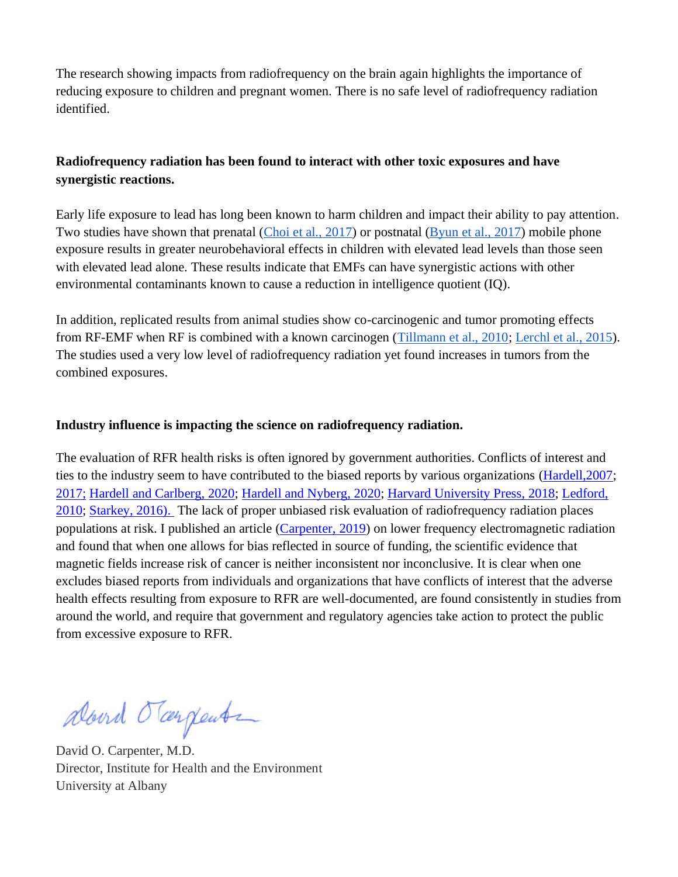The research showing impacts from radiofrequency on the brain again highlights the importance of reducing exposure to children and pregnant women. There is no safe level of radiofrequency radiation identified.

**Radiofrequency radiation has been found to interact with other toxic exposures and have synergistic reactions.**

Early life exposure to lead has long been known to harm children and impact their ability to pay attention. Two studies have shown that prenatal (Choi et al., 2017) or postnatal (Byun et al., 2017) mobile phone exposure results in greater neurobehavioral effects in children with elevated lead levels than those seen with elevated lead alone. These results indicate that EMFs can have synergistic actions with other environmental contaminants known to cause a reduction in intelligence quotient (IQ).

In addition, replicated results from animal studies show co-carcinogenic and tumor promoting effects from RF-EMF when RF is combined with a known carcinogen (Tillmann et al., 2010; Lerchl et al., 2015). The studies used a very low level of radiofrequency radiation yet found increases in tumors from the combined exposures.

**Industry influence is impacting the science on radiofrequency radiation.**

The evaluation of RFR health risks is often ignored by government authorities. Conflicts of interest and ties to the industry seem to have contributed to the biased reports by various organizations (Hardell,2007; 2017; Hardell and Carlberg, 2020; Hardell and Nyberg, 2020; Harvard University Press, 2018; Ledford, 2010; Starkey, 2016). The lack of proper unbiased risk evaluation of radiofrequency radiation places populations at risk. I published an article (Carpenter, 2019) on lower frequency electromagnetic radiation and found that when one allows for bias reflected in source of funding, the scientific evidence that magnetic fields increase risk of cancer is neither inconsistent nor inconclusive. It is clear when one excludes biased reports from individuals and organizations that have conflicts of interest that the adverse health effects resulting from exposure to RFR are well-documented, are found consistently in studies from around the world, and require that government and regulatory agencies take action to protect the public from excessive exposure to RFR.

David O. Carpenter, M.D.
Director, Institute for Health and the Environment
University at Albany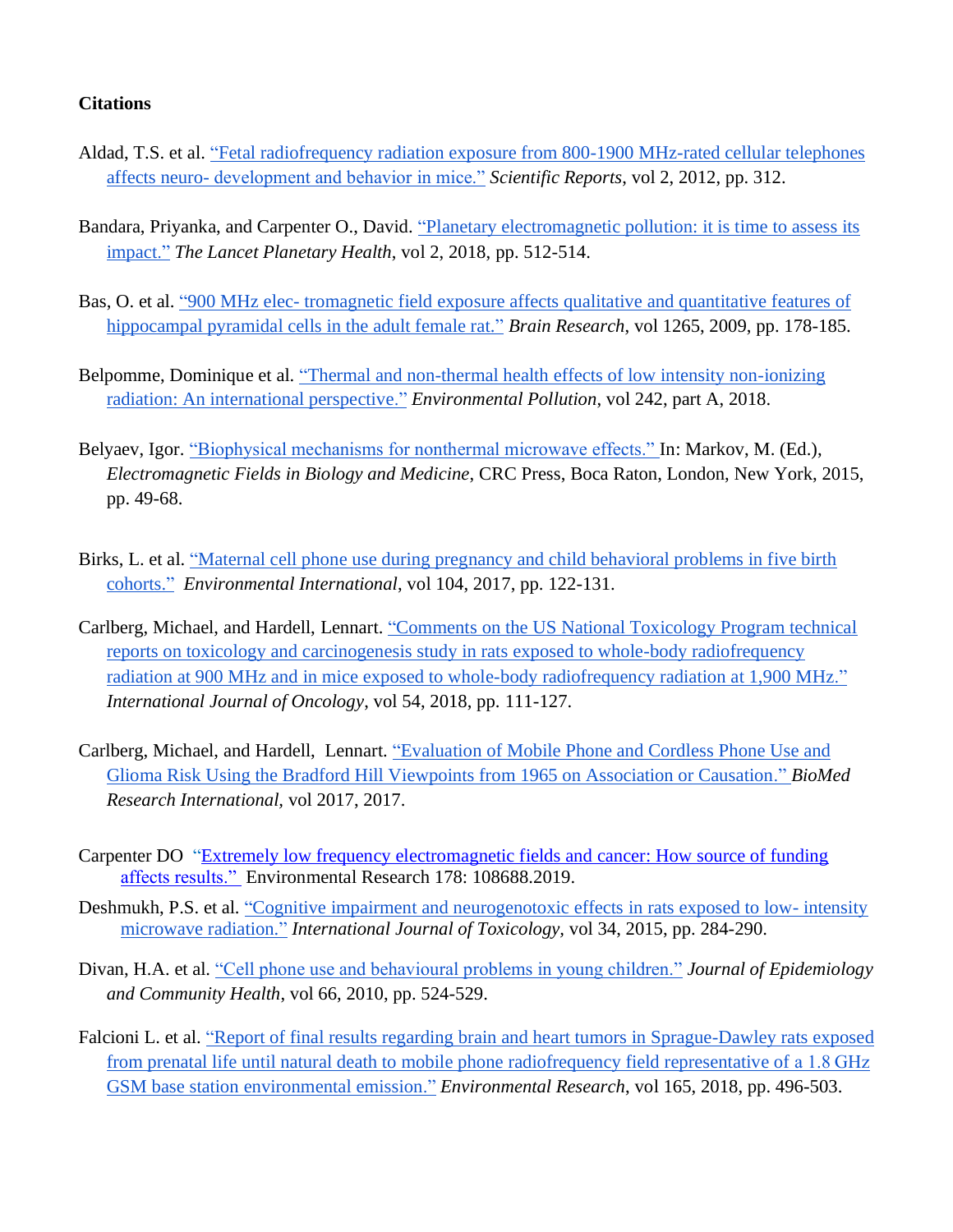**Citations**

Aldad, T.S. et al. "Fetal radiofrequency radiation exposure from 800-1900 MHz-rated cellular telephones affects neuro- development and behavior in mice." *Scientific Reports*, vol 2, 2012, pp. 312.

Bandara, Priyanka, and Carpenter O., David. "Planetary electromagnetic pollution: it is time to assess its impact." *The Lancet Planetary Health*, vol 2, 2018, pp. 512-514.

Bas, O. et al. "900 MHz elec- tromagnetic field exposure affects qualitative and quantitative features of hippocampal pyramidal cells in the adult female rat." *Brain Research*, vol 1265, 2009, pp. 178-185.

Belpomme, Dominique et al. "Thermal and non-thermal health effects of low intensity non-ionizing radiation: An international perspective." *Environmental Pollution*, vol 242, part A, 2018.

Belyaev, Igor. "Biophysical mechanisms for nonthermal microwave effects." In: Markov, M. (Ed.), *Electromagnetic Fields in Biology and Medicine*, CRC Press, Boca Raton, London, New York, 2015, pp. 49-68.

Birks, L. et al. "Maternal cell phone use during pregnancy and child behavioral problems in five birth cohorts." *Environmental International*, vol 104, 2017, pp. 122-131.

Carlberg, Michael, and Hardell, Lennart. "Comments on the US National Toxicology Program technical reports on toxicology and carcinogenesis study in rats exposed to whole-body radiofrequency radiation at 900 MHz and in mice exposed to whole-body radiofrequency radiation at 1,900 MHz." *International Journal of Oncology*, vol 54, 2018, pp. 111-127.

Carlberg, Michael, and Hardell, Lennart. "Evaluation of Mobile Phone and Cordless Phone Use and Glioma Risk Using the Bradford Hill Viewpoints from 1965 on Association or Causation." *BioMed Research International*, vol 2017, 2017.

Carpenter DO "Extremely low frequency electromagnetic fields and cancer: How source of funding affects results." Environmental Research 178: 108688.2019.

Deshmukh, P.S. et al. "Cognitive impairment and neurogenotoxic effects in rats exposed to low- intensity microwave radiation." *International Journal of Toxicology*, vol 34, 2015, pp. 284-290.

Divan, H.A. et al. "Cell phone use and behavioural problems in young children." *Journal of Epidemiology and Community Health*, vol 66, 2010, pp. 524-529.

Falcioni L. et al. "Report of final results regarding brain and heart tumors in Sprague-Dawley rats exposed from prenatal life until natural death to mobile phone radiofrequency field representative of a 1.8 GHz GSM base station environmental emission." *Environmental Research*, vol 165, 2018, pp. 496-503.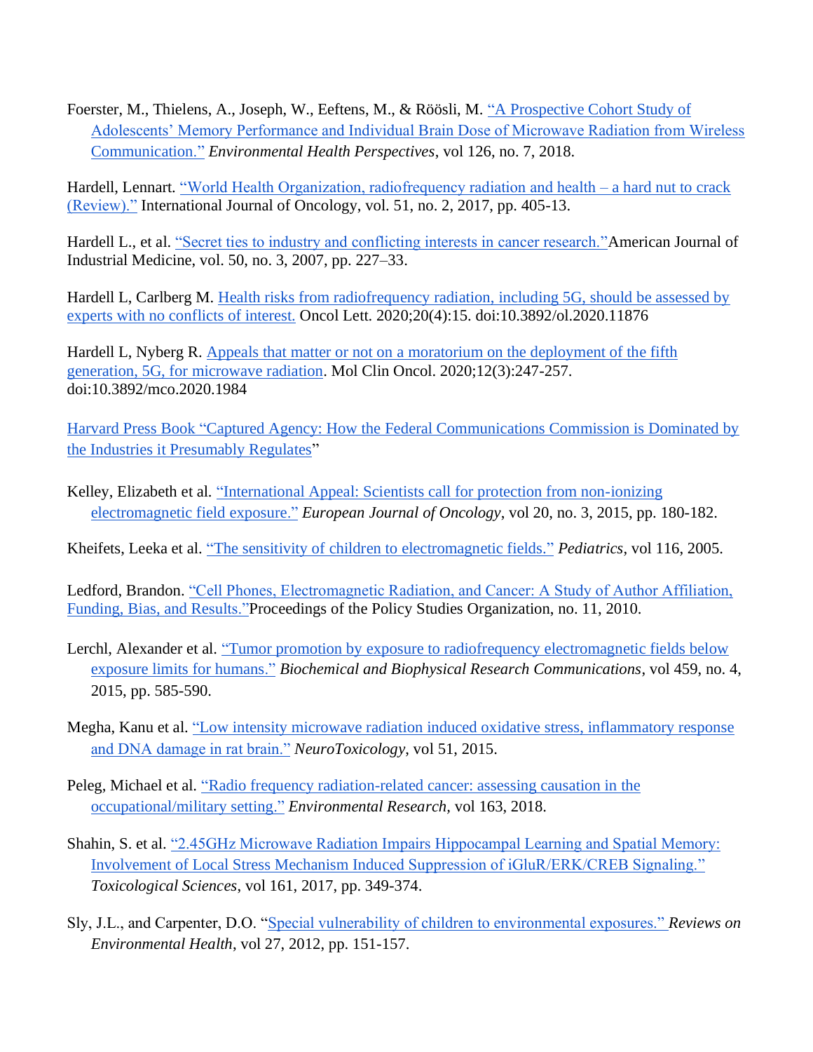Foerster, M., Thielens, A., Joseph, W., Eeftens, M., & Röösli, M. "A Prospective Cohort Study of Adolescents' Memory Performance and Individual Brain Dose of Microwave Radiation from Wireless Communication." *Environmental Health Perspectives*, vol 126, no. 7, 2018.

Hardell, Lennart. "World Health Organization, radiofrequency radiation and health – a hard nut to crack (Review)." International Journal of Oncology, vol. 51, no. 2, 2017, pp. 405-13.

Hardell L., et al. "Secret ties to industry and conflicting interests in cancer research." American Journal of Industrial Medicine, vol. 50, no. 3, 2007, pp. 227–33.

Hardell L, Carlberg M. Health risks from radiofrequency radiation, including 5G, should be assessed by experts with no conflicts of interest. Oncol Lett. 2020;20(4):15. doi:10.3892/ol.2020.11876

Hardell L, Nyberg R. Appeals that matter or not on a moratorium on the deployment of the fifth generation, 5G, for microwave radiation. Mol Clin Oncol. 2020;12(3):247-257. doi:10.3892/mco.2020.1984

Harvard Press Book "Captured Agency: How the Federal Communications Commission is Dominated by the Industries it Presumably Regulates"

Kelley, Elizabeth et al. "International Appeal: Scientists call for protection from non-ionizing electromagnetic field exposure." *European Journal of Oncology*, vol 20, no. 3, 2015, pp. 180-182.

Kheifets, Leeka et al. "The sensitivity of children to electromagnetic fields." *Pediatrics*, vol 116, 2005.

Ledford, Brandon. "Cell Phones, Electromagnetic Radiation, and Cancer: A Study of Author Affiliation, Funding, Bias, and Results." Proceedings of the Policy Studies Organization, no. 11, 2010.

Lerchl, Alexander et al. "Tumor promotion by exposure to radiofrequency electromagnetic fields below exposure limits for humans." *Biochemical and Biophysical Research Communications*, vol 459, no. 4, 2015, pp. 585-590.

Megha, Kanu et al. "Low intensity microwave radiation induced oxidative stress, inflammatory response and DNA damage in rat brain." *NeuroToxicology*, vol 51, 2015.

Peleg, Michael et al. "Radio frequency radiation-related cancer: assessing causation in the occupational/military setting." *Environmental Research*, vol 163, 2018.

Shahin, S. et al. "2.45GHz Microwave Radiation Impairs Hippocampal Learning and Spatial Memory: Involvement of Local Stress Mechanism Induced Suppression of iGluR/ERK/CREB Signaling." *Toxicological Sciences*, vol 161, 2017, pp. 349-374.

Sly, J.L., and Carpenter, D.O. "Special vulnerability of children to environmental exposures." *Reviews on Environmental Health*, vol 27, 2012, pp. 151-157.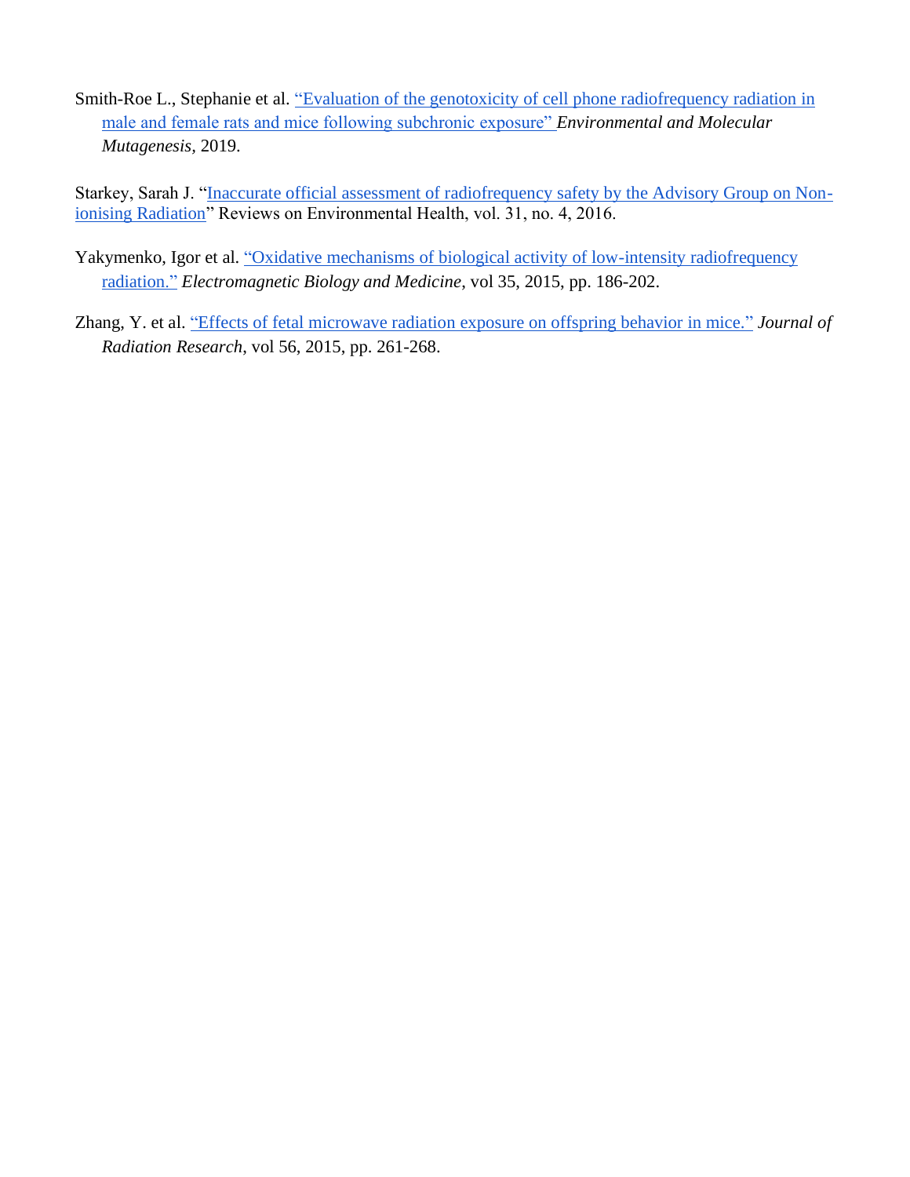Smith-Roe L., Stephanie et al. "Evaluation of the genotoxicity of cell phone radiofrequency radiation in male and female rats and mice following subchronic exposure" *Environmental and Molecular Mutagenesis*, 2019.

Starkey, Sarah J. "Inaccurate official assessment of radiofrequency safety by the Advisory Group on Non-ionising Radiation" Reviews on Environmental Health, vol. 31, no. 4, 2016.

Yakymenko, Igor et al. "Oxidative mechanisms of biological activity of low-intensity radiofrequency radiation." *Electromagnetic Biology and Medicine*, vol 35, 2015, pp. 186-202.

Zhang, Y. et al. "Effects of fetal microwave radiation exposure on offspring behavior in mice." *Journal of Radiation Research*, vol 56, 2015, pp. 261-268.